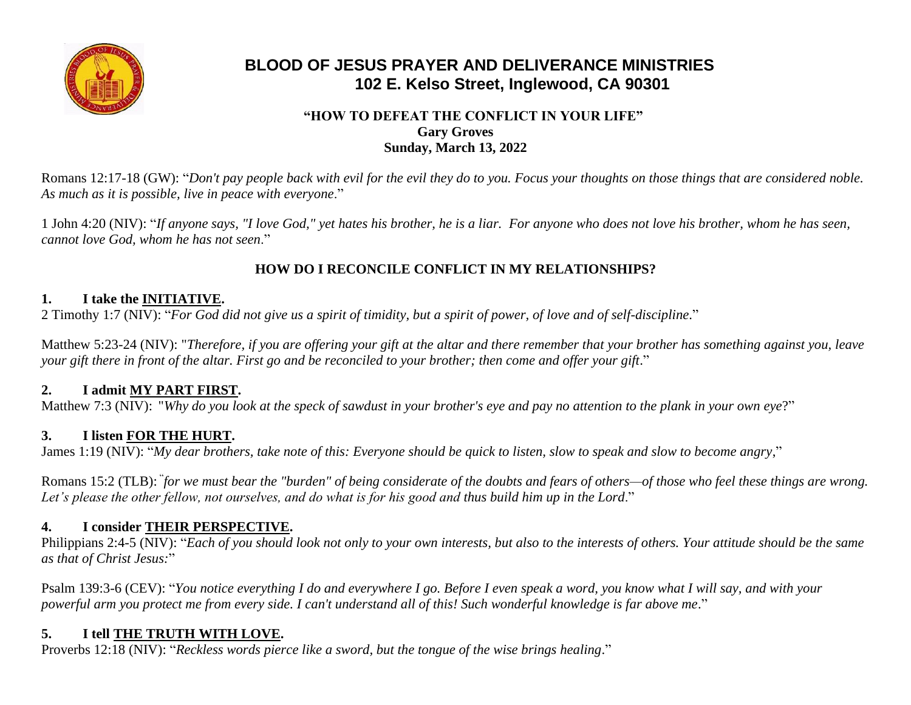# BLOOD OF JESUS PRAYER AND DELIVERANCE MINISTRIES
## 102 E. Kelso Street, Inglewood, CA 90301

**"HOW TO DEFEAT THE CONFLICT IN YOUR LIFE"**
**Gary Groves**
**Sunday, March 13, 2022**

Romans 12:17-18 (GW): "*Don't pay people back with evil for the evil they do to you. Focus your thoughts on those things that are considered noble. As much as it is possible, live in peace with everyone*."

1 John 4:20 (NIV): "*If anyone says, "I love God," yet hates his brother, he is a liar. For anyone who does not love his brother, whom he has seen, cannot love God, whom he has not seen*."

### HOW DO I RECONCILE CONFLICT IN MY RELATIONSHIPS?

**1. I take the <u>INITIATIVE</u>.**

2 Timothy 1:7 (NIV): "*For God did not give us a spirit of timidity, but a spirit of power, of love and of self-discipline*."

Matthew 5:23-24 (NIV): "*Therefore, if you are offering your gift at the altar and there remember that your brother has something against you, leave your gift there in front of the altar. First go and be reconciled to your brother; then come and offer your gift*."

**2. I admit <u>MY PART FIRST</u>.**

Matthew 7:3 (NIV): "*Why do you look at the speck of sawdust in your brother's eye and pay no attention to the plank in your own eye*?"

**3. I listen <u>FOR THE HURT</u>.**

James 1:19 (NIV): "*My dear brothers, take note of this: Everyone should be quick to listen, slow to speak and slow to become angry*,"

Romans 15:2 (TLB): "*for we must bear the "burden" of being considerate of the doubts and fears of others—of those who feel these things are wrong. Let's please the other fellow, not ourselves, and do what is for his good and thus build him up in the Lord*."

**4. I consider <u>THEIR PERSPECTIVE</u>.**

Philippians 2:4-5 (NIV): "*Each of you should look not only to your own interests, but also to the interests of others. Your attitude should be the same as that of Christ Jesus:*"

Psalm 139:3-6 (CEV): "*You notice everything I do and everywhere I go. Before I even speak a word, you know what I will say, and with your powerful arm you protect me from every side. I can't understand all of this! Such wonderful knowledge is far above me*."

**5. I tell <u>THE TRUTH WITH LOVE</u>.**

Proverbs 12:18 (NIV): "*Reckless words pierce like a sword, but the tongue of the wise brings healing*."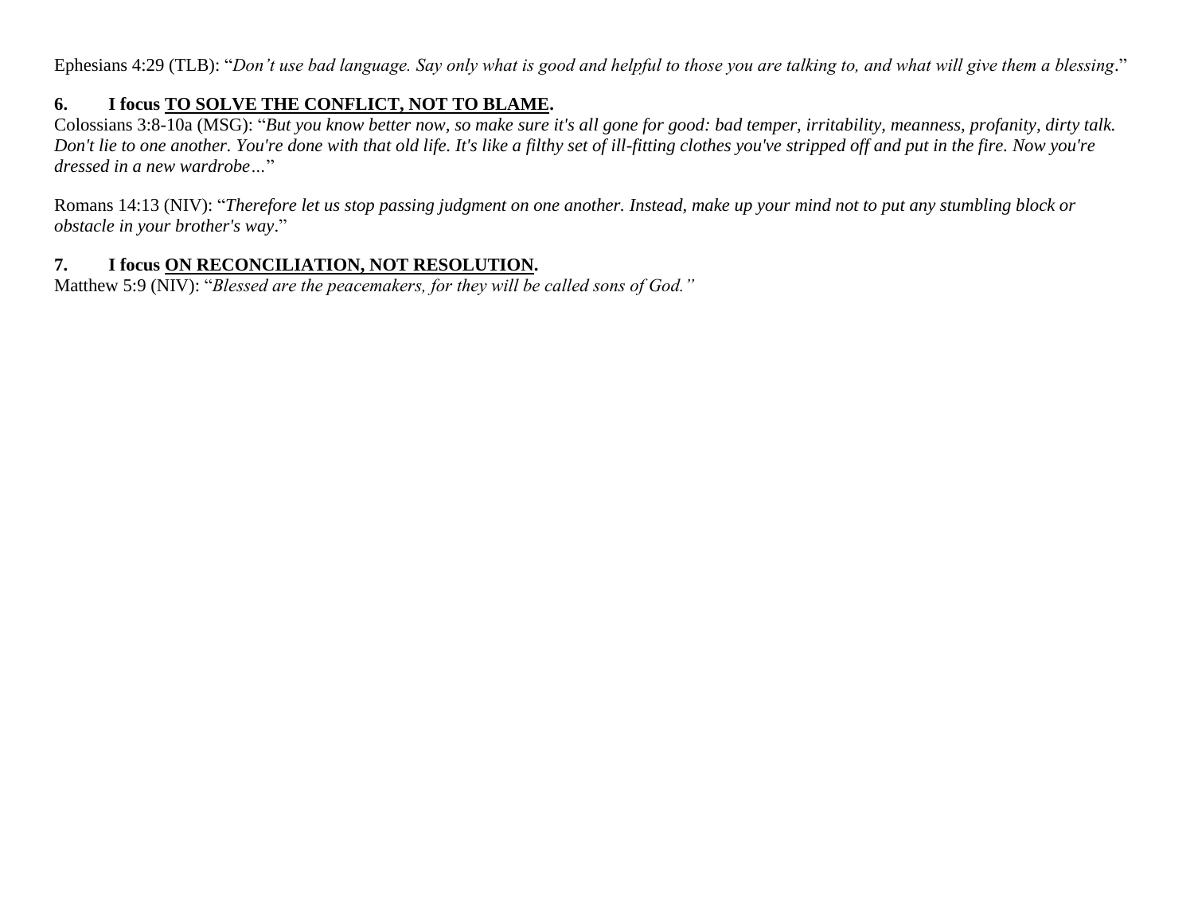Ephesians 4:29 (TLB): "*Don't use bad language. Say only what is good and helpful to those you are talking to, and what will give them a blessing*."

**6. I focus <u>TO SOLVE THE CONFLICT, NOT TO BLAME</u>.**

Colossians 3:8-10a (MSG): "*But you know better now, so make sure it's all gone for good: bad temper, irritability, meanness, profanity, dirty talk. Don't lie to one another. You're done with that old life. It's like a filthy set of ill-fitting clothes you've stripped off and put in the fire. Now you're dressed in a new wardrobe…*"

Romans 14:13 (NIV): "*Therefore let us stop passing judgment on one another. Instead, make up your mind not to put any stumbling block or obstacle in your brother's way*."

**7. I focus <u>ON RECONCILIATION, NOT RESOLUTION</u>.**

Matthew 5:9 (NIV): "*Blessed are the peacemakers, for they will be called sons of God.*"